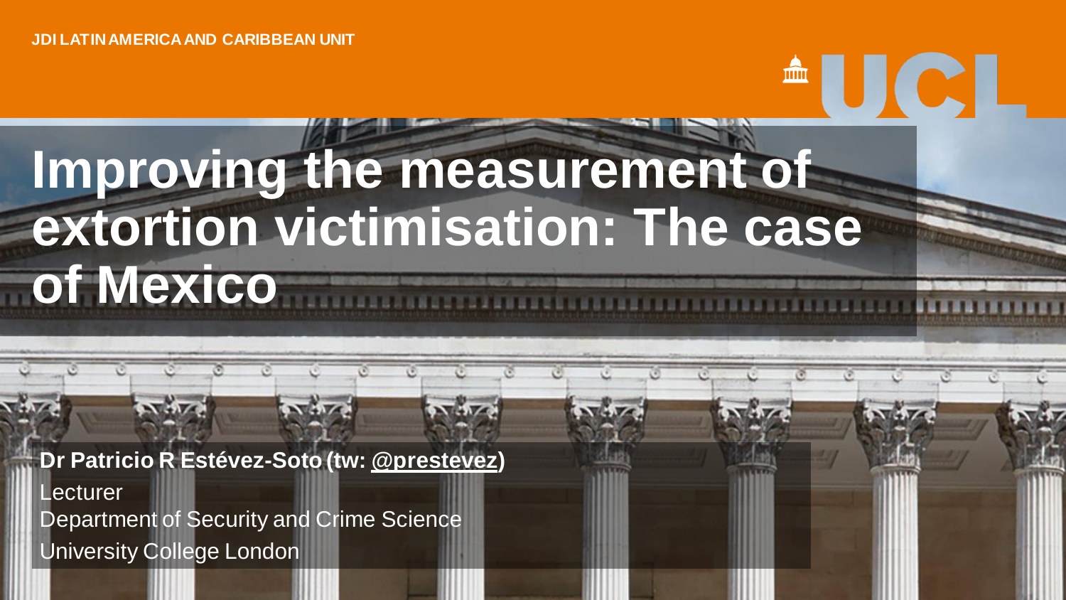JDI LATIN AMERICA AND CARIBBEAN UNIT

UCL

# Improving the measurement of extortion victimisation: The case of Mexico

**Dr Patricio R Estévez-Soto (tw: @prestevez)**

Lecturer

Department of Security and Crime Science

University College London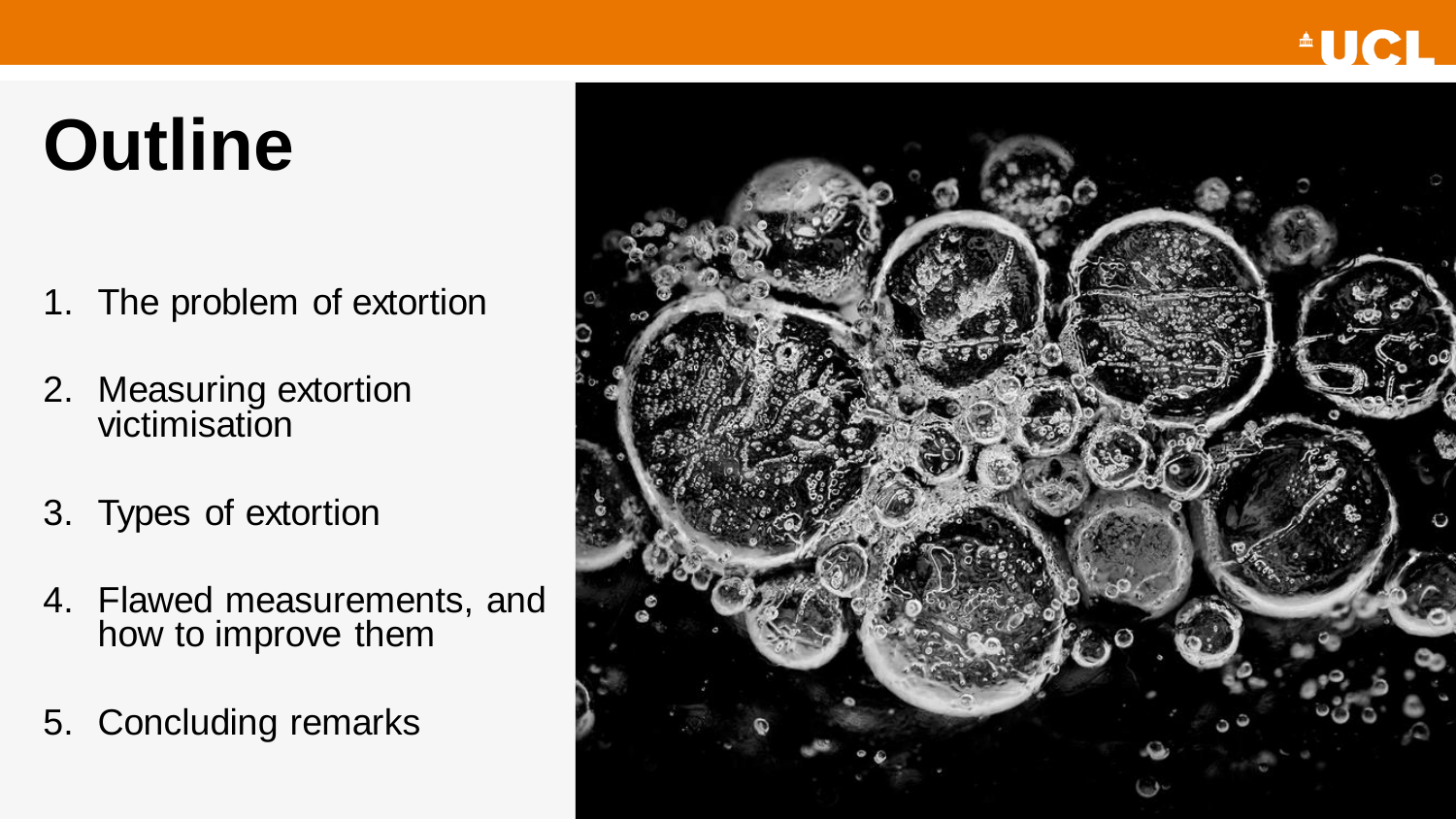# Outline

1. The problem of extortion
2. Measuring extortion victimisation
3. Types of extortion
4. Flawed measurements, and how to improve them
5. Concluding remarks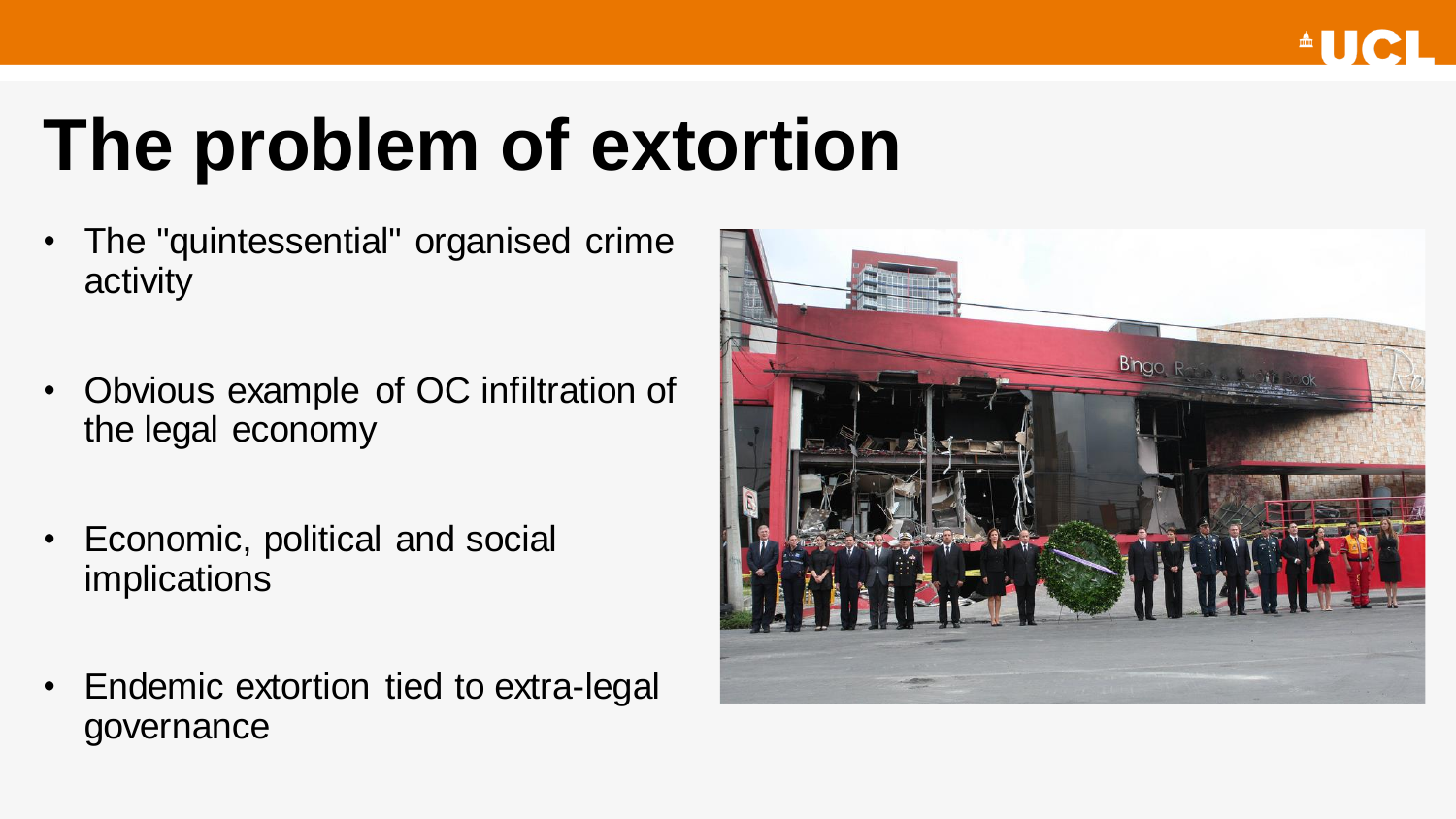# The problem of extortion

- The "quintessential" organised crime activity
- Obvious example of OC infiltration of the legal economy
- Economic, political and social implications
- Endemic extortion tied to extra-legal governance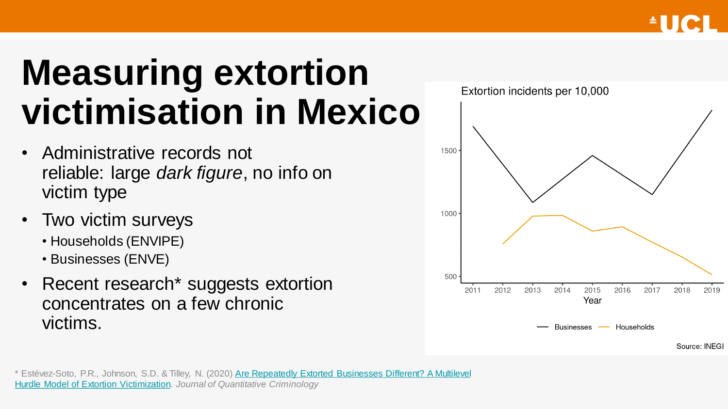# Measuring extortion victimisation in Mexico

- Administrative records not reliable: large *dark figure*, no info on victim type
- Two victim surveys
  - Households (ENVIPE)
  - Businesses (ENVE)
- Recent research* suggests extortion concentrates on a few chronic victims.

Extortion incidents per 10,000

Source: INEGI

\* Estévez-Soto, P.R., Johnson, S.D. & Tilley, N. (2020) [Are Repeatedly Extorted Businesses Different? A Multilevel Hurdle Model of Extortion Victimization](). *Journal of Quantitative Criminology*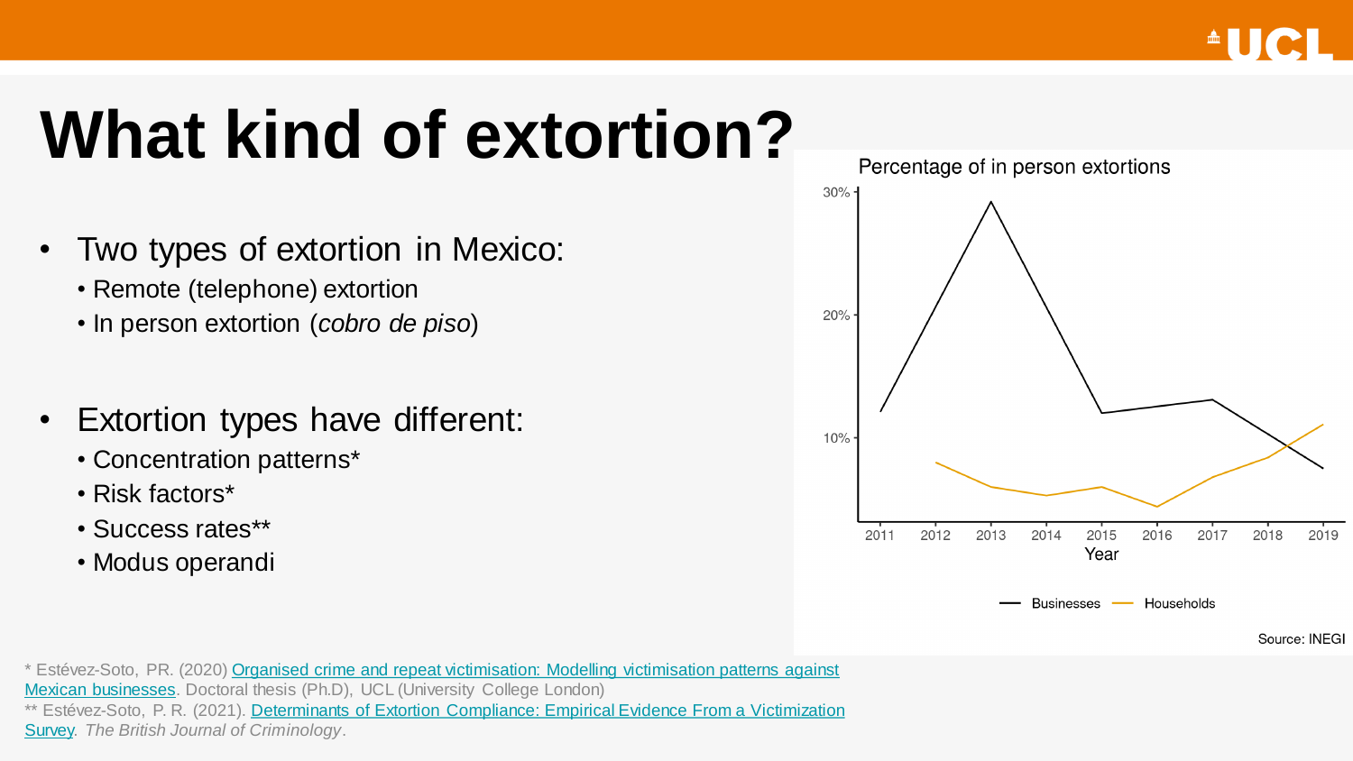# What kind of extortion?

- Two types of extortion in Mexico:
  - Remote (telephone) extortion
  - In person extortion (*cobro de piso*)

- Extortion types have different:
  - Concentration patterns*
  - Risk factors*
  - Success rates**
  - Modus operandi

Percentage of in person extortions

Source: INEGI

\* Estévez-Soto, PR. (2020) [Organised crime and repeat victimisation: Modelling victimisation patterns against Mexican businesses](). Doctoral thesis (Ph.D), UCL (University College London)

** Estévez-Soto, P. R. (2021). [Determinants of Extortion Compliance: Empirical Evidence From a Victimization Survey](). *The British Journal of Criminology*.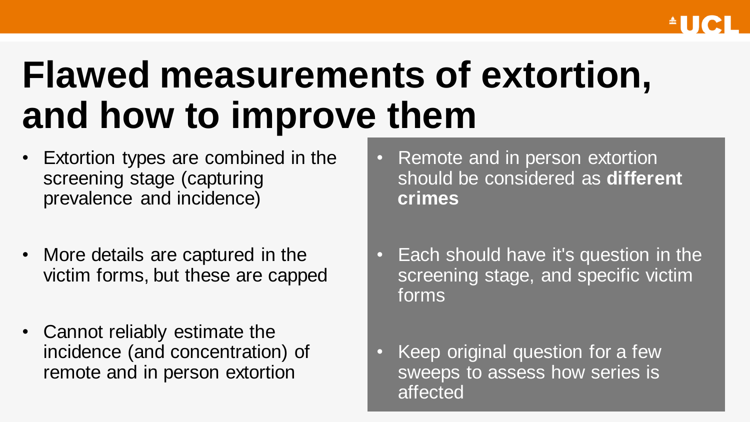# Flawed measurements of extortion, and how to improve them

- Extortion types are combined in the screening stage (capturing prevalence and incidence)
- More details are captured in the victim forms, but these are capped
- Cannot reliably estimate the incidence (and concentration) of remote and in person extortion

- Remote and in person extortion should be considered as **different crimes**
- Each should have it's question in the screening stage, and specific victim forms
- Keep original question for a few sweeps to assess how series is affected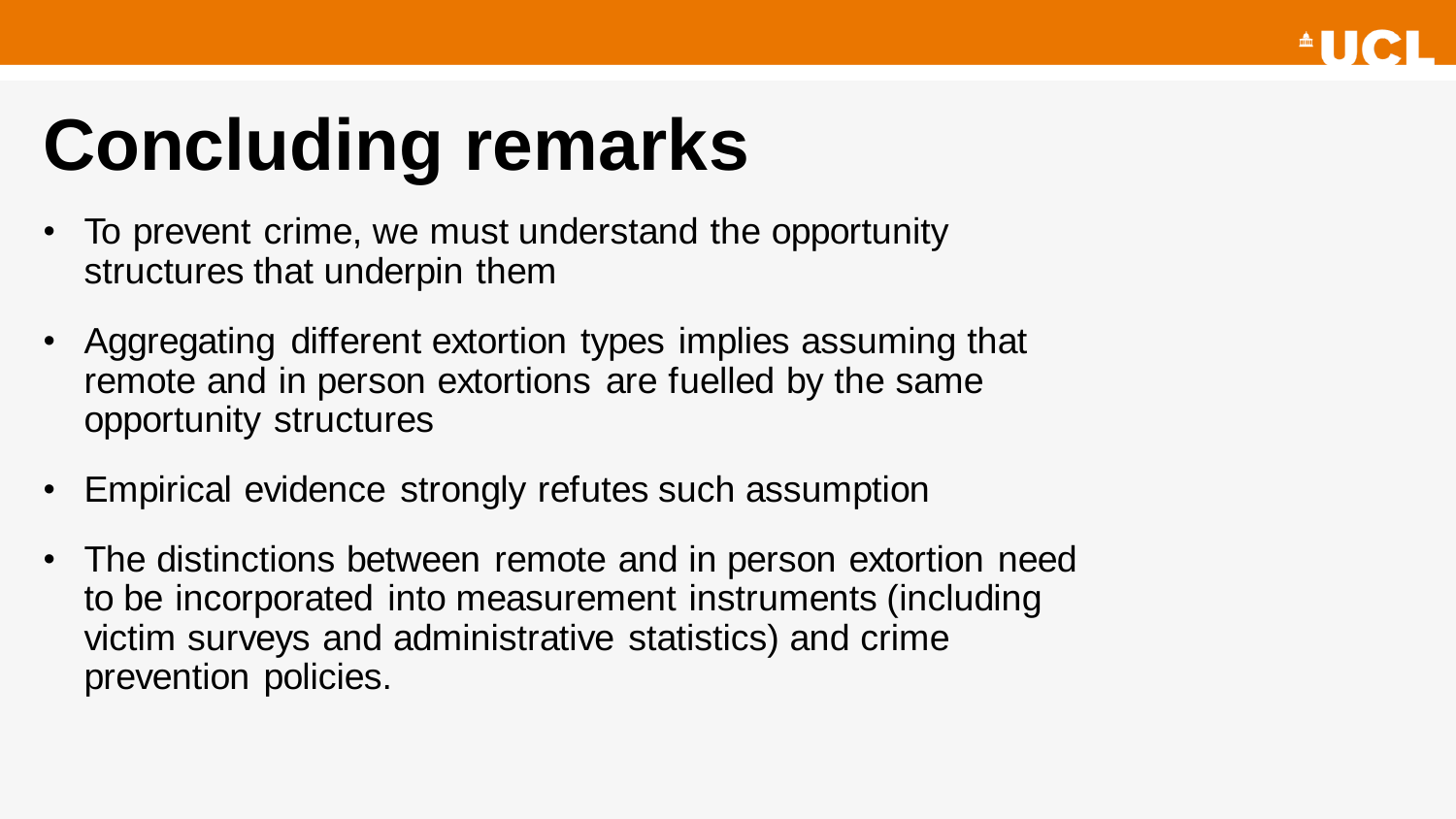# Concluding remarks

- To prevent crime, we must understand the opportunity structures that underpin them
- Aggregating different extortion types implies assuming that remote and in person extortions are fuelled by the same opportunity structures
- Empirical evidence strongly refutes such assumption
- The distinctions between remote and in person extortion need to be incorporated into measurement instruments (including victim surveys and administrative statistics) and crime prevention policies.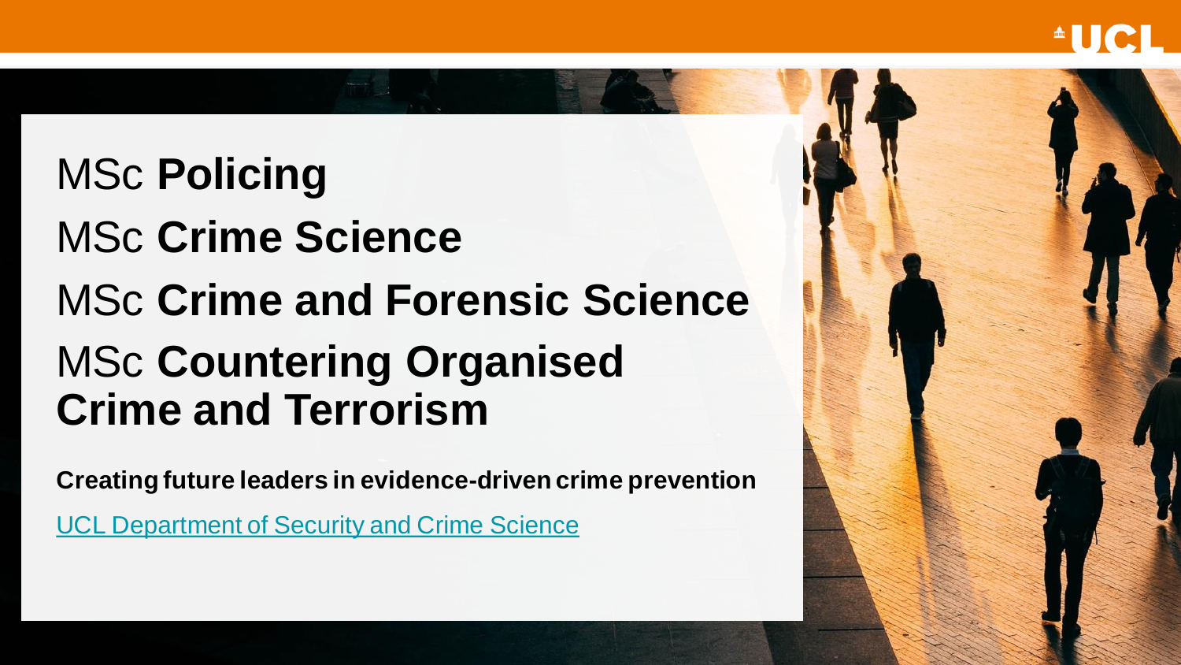MSc **Policing**

MSc **Crime Science**

MSc **Crime and Forensic Science**

MSc **Countering Organised Crime and Terrorism**

**Creating future leaders in evidence-driven crime prevention**

UCL Department of Security and Crime Science